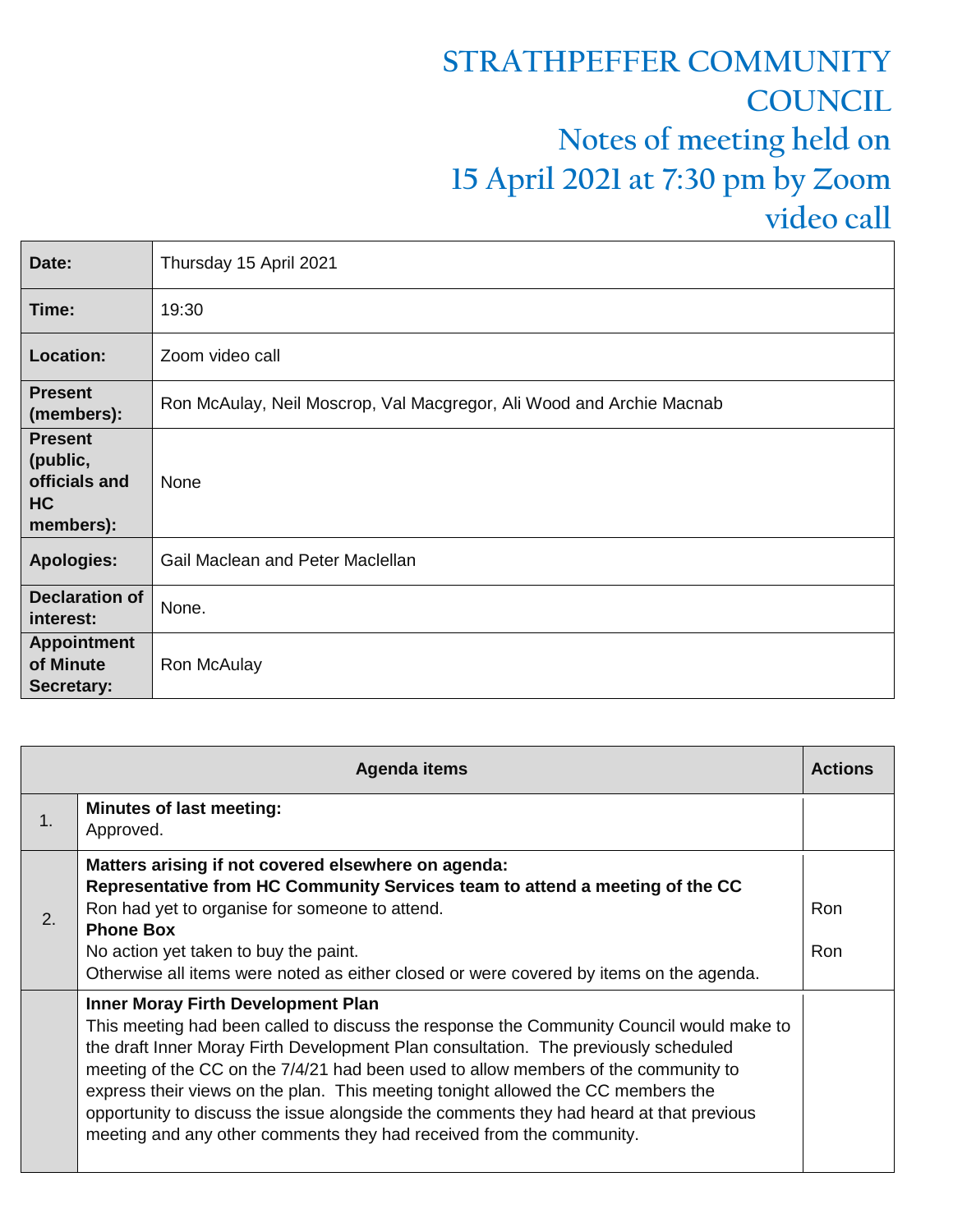# STRATHPEFFER COMMUNITY COUNCIL
## Notes of meeting held on 15 April 2021 at 7:30 pm by Zoom video call

| | |
|---|---|
| **Date:** | Thursday 15 April 2021 |
| **Time:** | 19:30 |
| **Location:** | Zoom video call |
| **Present (members):** | Ron McAulay, Neil Moscrop, Val Macgregor, Ali Wood and Archie Macnab |
| **Present (public, officials and HC members):** | None |
| **Apologies:** | Gail Maclean and Peter Maclellan |
| **Declaration of interest:** | None. |
| **Appointment of Minute Secretary:** | Ron McAulay |

| | Agenda items | Actions |
|---|---|---|
| 1. | **Minutes of last meeting:**<br>Approved. | |
| 2. | **Matters arising if not covered elsewhere on agenda:**<br>**Representative from HC Community Services team to attend a meeting of the CC**<br>Ron had yet to organise for someone to attend.<br>**Phone Box**<br>No action yet taken to buy the paint.<br>Otherwise all items were noted as either closed or were covered by items on the agenda. | Ron<br><br>Ron |
| | **Inner Moray Firth Development Plan**<br>This meeting had been called to discuss the response the Community Council would make to the draft Inner Moray Firth Development Plan consultation. The previously scheduled meeting of the CC on the 7/4/21 had been used to allow members of the community to express their views on the plan. This meeting tonight allowed the CC members the opportunity to discuss the issue alongside the comments they had heard at that previous meeting and any other comments they had received from the community. | |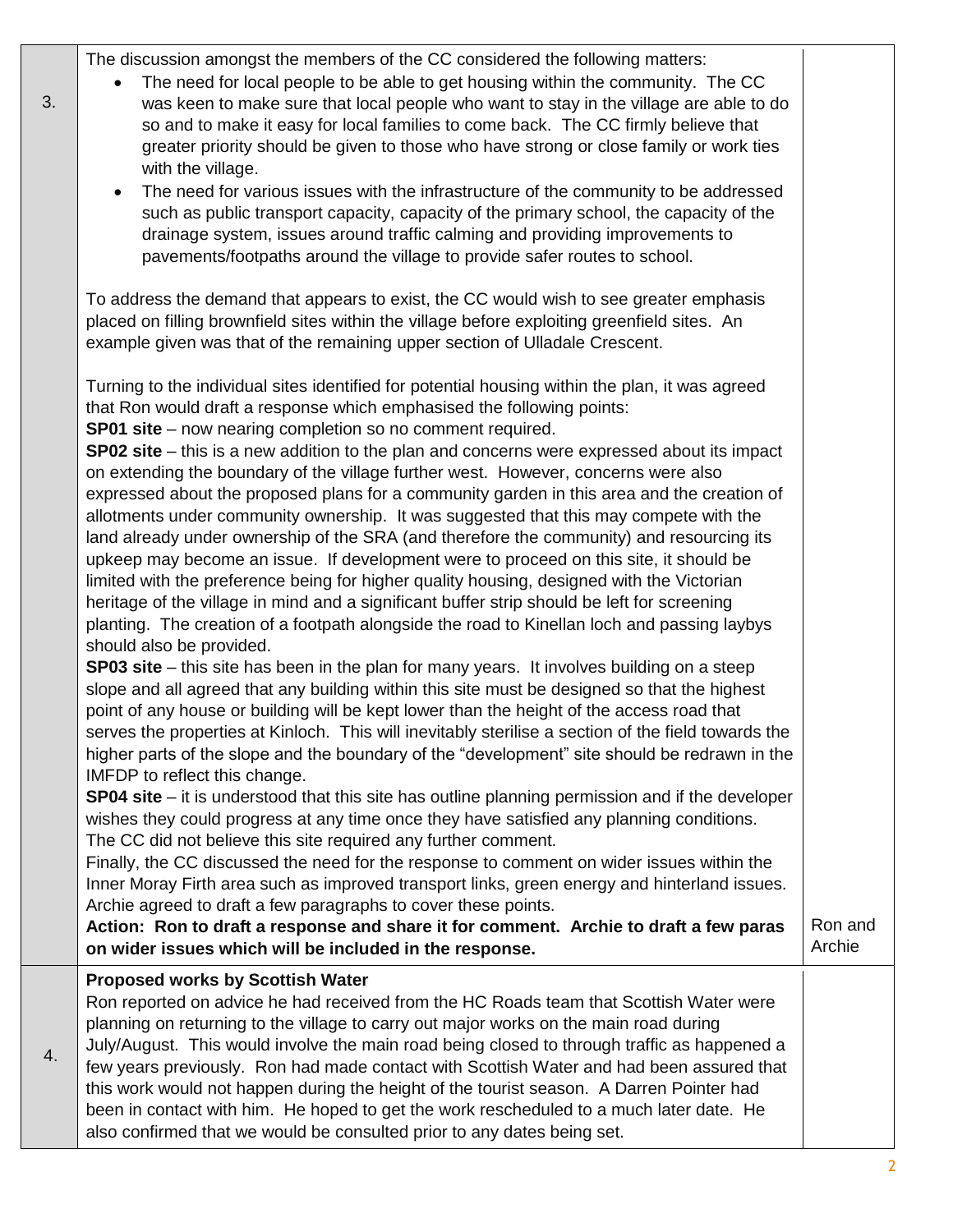| | | |
|---|---|---|
| 3. | The discussion amongst the members of the CC considered the following matters:<br>• The need for local people to be able to get housing within the community. The CC was keen to make sure that local people who want to stay in the village are able to do so and to make it easy for local families to come back. The CC firmly believe that greater priority should be given to those who have strong or close family or work ties with the village.<br>• The need for various issues with the infrastructure of the community to be addressed such as public transport capacity, capacity of the primary school, the capacity of the drainage system, issues around traffic calming and providing improvements to pavements/footpaths around the village to provide safer routes to school.<br><br>To address the demand that appears to exist, the CC would wish to see greater emphasis placed on filling brownfield sites within the village before exploiting greenfield sites. An example given was that of the remaining upper section of Ulladale Crescent.<br><br>Turning to the individual sites identified for potential housing within the plan, it was agreed that Ron would draft a response which emphasised the following points:<br>**SP01 site** – now nearing completion so no comment required.<br>**SP02 site** – this is a new addition to the plan and concerns were expressed about its impact on extending the boundary of the village further west. However, concerns were also expressed about the proposed plans for a community garden in this area and the creation of allotments under community ownership. It was suggested that this may compete with the land already under ownership of the SRA (and therefore the community) and resourcing its upkeep may become an issue. If development were to proceed on this site, it should be limited with the preference being for higher quality housing, designed with the Victorian heritage of the village in mind and a significant buffer strip should be left for screening planting. The creation of a footpath alongside the road to Kinellan loch and passing laybys should also be provided.<br>**SP03 site** – this site has been in the plan for many years. It involves building on a steep slope and all agreed that any building within this site must be designed so that the highest point of any house or building will be kept lower than the height of the access road that serves the properties at Kinloch. This will inevitably sterilise a section of the field towards the higher parts of the slope and the boundary of the "development" site should be redrawn in the IMFDP to reflect this change.<br>**SP04 site** – it is understood that this site has outline planning permission and if the developer wishes they could progress at any time once they have satisfied any planning conditions. The CC did not believe this site required any further comment.<br>Finally, the CC discussed the need for the response to comment on wider issues within the Inner Moray Firth area such as improved transport links, green energy and hinterland issues. Archie agreed to draft a few paragraphs to cover these points.<br>**Action: Ron to draft a response and share it for comment. Archie to draft a few paras on wider issues which will be included in the response.** | Ron and Archie |
| 4. | **Proposed works by Scottish Water**<br>Ron reported on advice he had received from the HC Roads team that Scottish Water were planning on returning to the village to carry out major works on the main road during July/August. This would involve the main road being closed to through traffic as happened a few years previously. Ron had made contact with Scottish Water and had been assured that this work would not happen during the height of the tourist season. A Darren Pointer had been in contact with him. He hoped to get the work rescheduled to a much later date. He also confirmed that we would be consulted prior to any dates being set. | |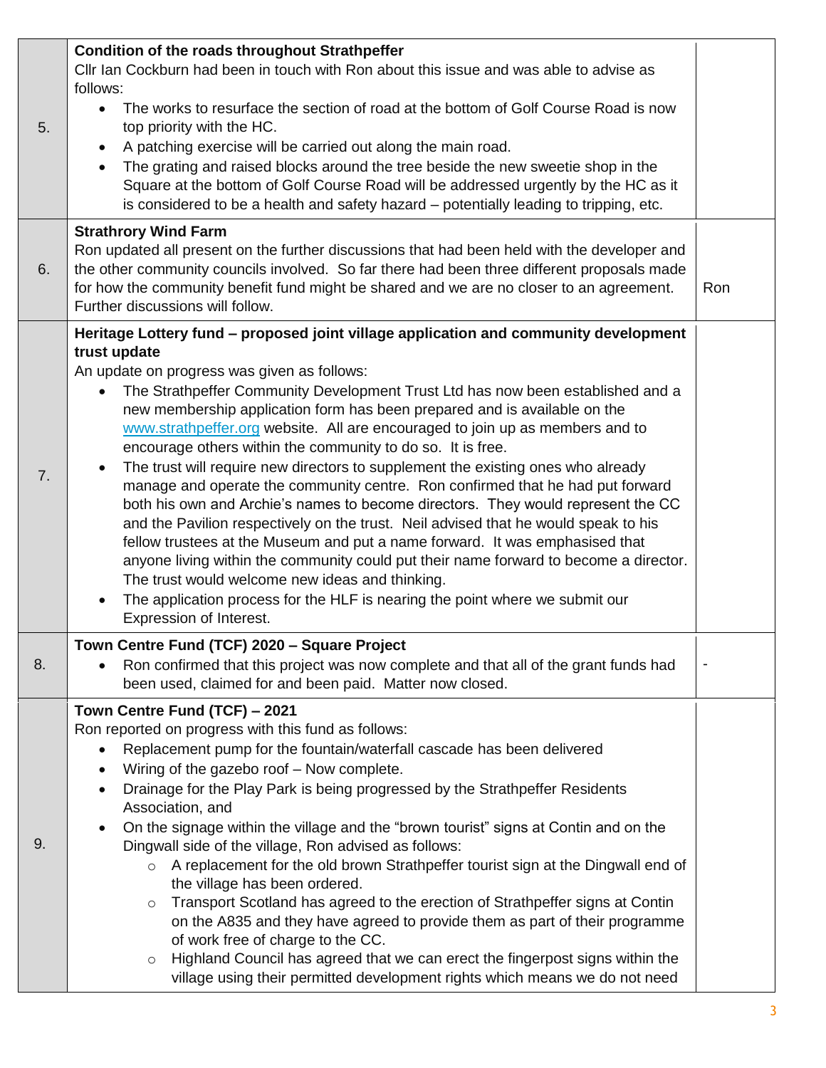| | | |
|---|---|---|
| 5. | **Condition of the roads throughout Strathpeffer**<br>Cllr Ian Cockburn had been in touch with Ron about this issue and was able to advise as follows:<br>• The works to resurface the section of road at the bottom of Golf Course Road is now top priority with the HC.<br>• A patching exercise will be carried out along the main road.<br>• The grating and raised blocks around the tree beside the new sweetie shop in the Square at the bottom of Golf Course Road will be addressed urgently by the HC as it is considered to be a health and safety hazard – potentially leading to tripping, etc. | |
| 6. | **Strathrory Wind Farm**<br>Ron updated all present on the further discussions that had been held with the developer and the other community councils involved. So far there had been three different proposals made for how the community benefit fund might be shared and we are no closer to an agreement. Further discussions will follow. | Ron |
| 7. | **Heritage Lottery fund – proposed joint village application and community development trust update**<br>An update on progress was given as follows:<br>• The Strathpeffer Community Development Trust Ltd has now been established and a new membership application form has been prepared and is available on the www.strathpeffer.org website. All are encouraged to join up as members and to encourage others within the community to do so. It is free.<br>• The trust will require new directors to supplement the existing ones who already manage and operate the community centre. Ron confirmed that he had put forward both his own and Archie's names to become directors. They would represent the CC and the Pavilion respectively on the trust. Neil advised that he would speak to his fellow trustees at the Museum and put a name forward. It was emphasised that anyone living within the community could put their name forward to become a director. The trust would welcome new ideas and thinking.<br>• The application process for the HLF is nearing the point where we submit our Expression of Interest. | |
| 8. | **Town Centre Fund (TCF) 2020 – Square Project**<br>• Ron confirmed that this project was now complete and that all of the grant funds had been used, claimed for and been paid. Matter now closed. | - |
| 9. | **Town Centre Fund (TCF) – 2021**<br>Ron reported on progress with this fund as follows:<br>• Replacement pump for the fountain/waterfall cascade has been delivered<br>• Wiring of the gazebo roof – Now complete.<br>• Drainage for the Play Park is being progressed by the Strathpeffer Residents Association, and<br>• On the signage within the village and the "brown tourist" signs at Contin and on the Dingwall side of the village, Ron advised as follows:<br>&nbsp;&nbsp;&nbsp;&nbsp;○ A replacement for the old brown Strathpeffer tourist sign at the Dingwall end of the village has been ordered.<br>&nbsp;&nbsp;&nbsp;&nbsp;○ Transport Scotland has agreed to the erection of Strathpeffer signs at Contin on the A835 and they have agreed to provide them as part of their programme of work free of charge to the CC.<br>&nbsp;&nbsp;&nbsp;&nbsp;○ Highland Council has agreed that we can erect the fingerpost signs within the village using their permitted development rights which means we do not need | |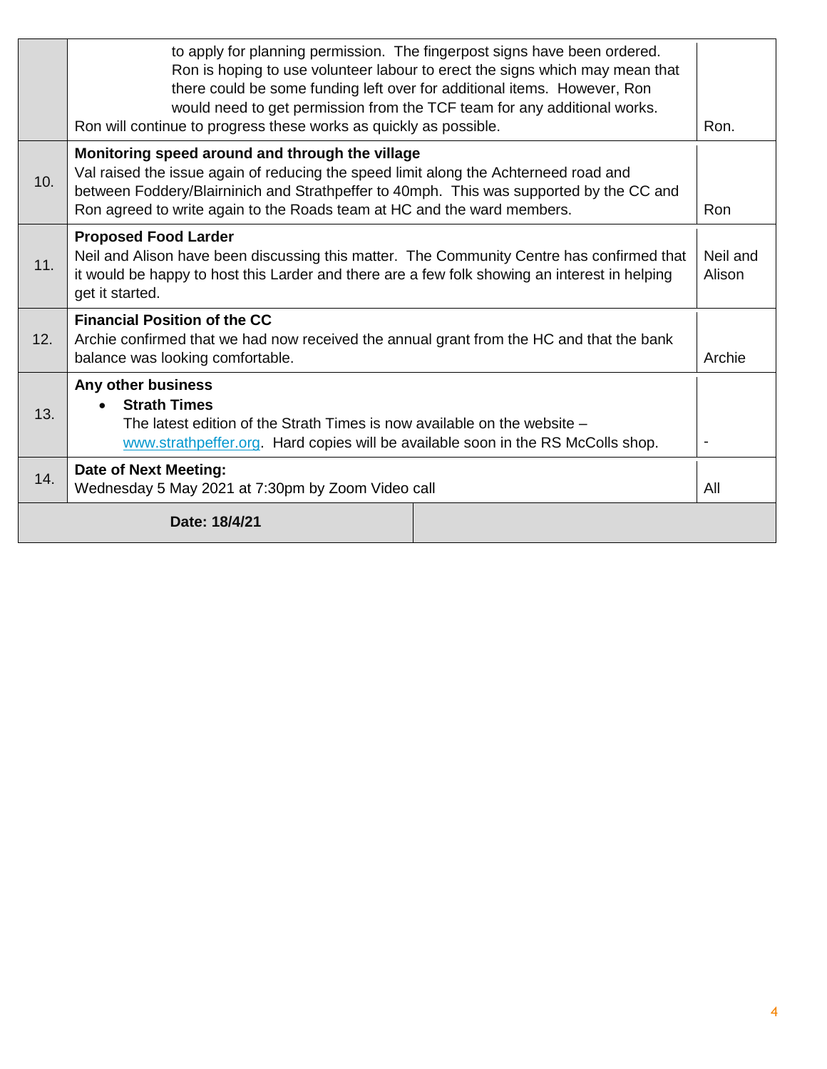| | | |
|---|---|---|
| | to apply for planning permission. The fingerpost signs have been ordered. Ron is hoping to use volunteer labour to erect the signs which may mean that there could be some funding left over for additional items. However, Ron would need to get permission from the TCF team for any additional works.<br>Ron will continue to progress these works as quickly as possible. | Ron. |
| 10. | **Monitoring speed around and through the village**<br>Val raised the issue again of reducing the speed limit along the Achterneed road and between Foddery/Blairninich and Strathpeffer to 40mph. This was supported by the CC and Ron agreed to write again to the Roads team at HC and the ward members. | Ron |
| 11. | **Proposed Food Larder**<br>Neil and Alison have been discussing this matter. The Community Centre has confirmed that it would be happy to host this Larder and there are a few folk showing an interest in helping get it started. | Neil and Alison |
| 12. | **Financial Position of the CC**<br>Archie confirmed that we had now received the annual grant from the HC and that the bank balance was looking comfortable. | Archie |
| 13. | **Any other business**<br>• **Strath Times**<br>The latest edition of the Strath Times is now available on the website – www.strathpeffer.org. Hard copies will be available soon in the RS McColls shop. | - |
| 14. | **Date of Next Meeting:**<br>Wednesday 5 May 2021 at 7:30pm by Zoom Video call | All |
| **Date: 18/4/21** | | |